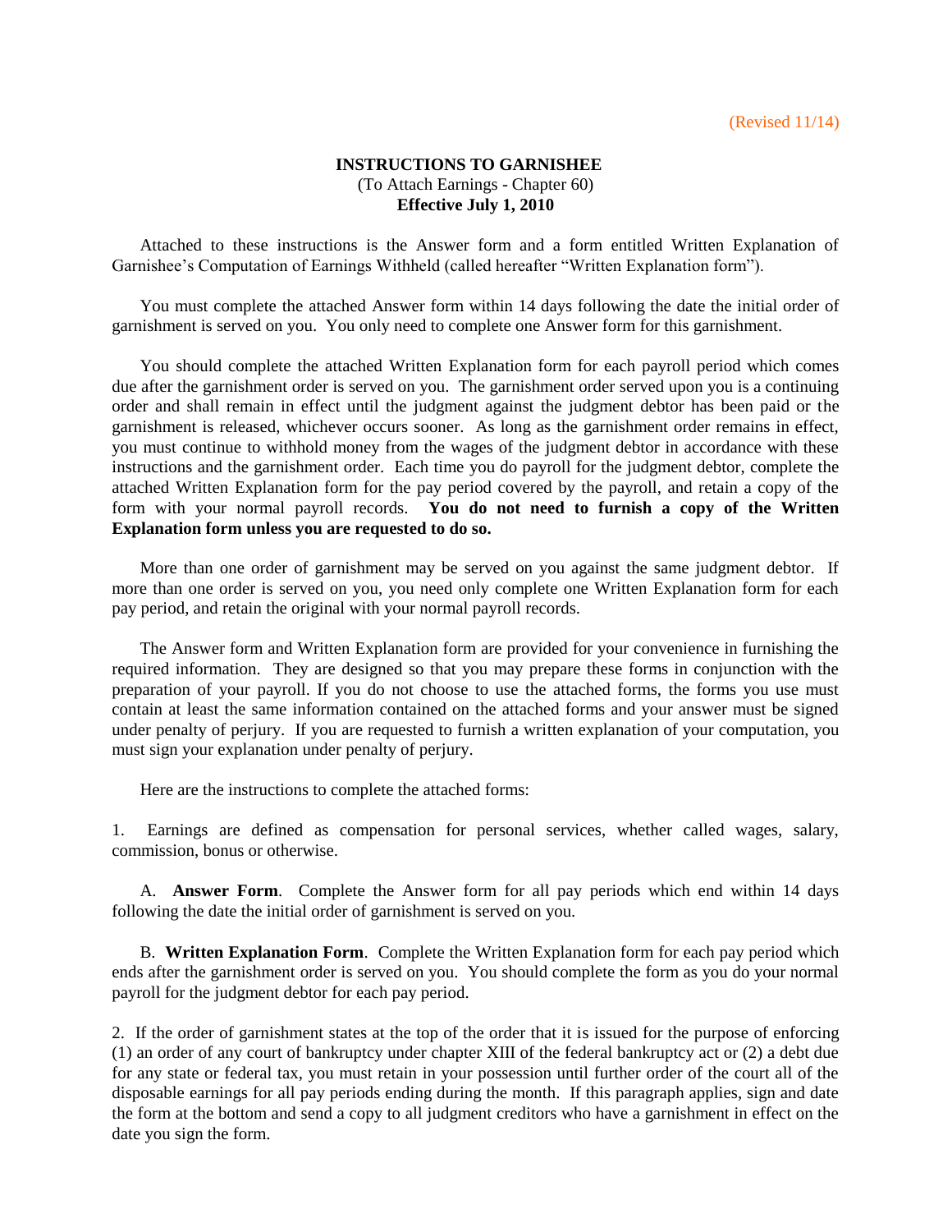(Revised 11/14)

# INSTRUCTIONS TO GARNISHEE

(To Attach Earnings - Chapter 60)

**Effective July 1, 2010**

Attached to these instructions is the Answer form and a form entitled Written Explanation of Garnishee's Computation of Earnings Withheld (called hereafter "Written Explanation form").

You must complete the attached Answer form within 14 days following the date the initial order of garnishment is served on you. You only need to complete one Answer form for this garnishment.

You should complete the attached Written Explanation form for each payroll period which comes due after the garnishment order is served on you. The garnishment order served upon you is a continuing order and shall remain in effect until the judgment against the judgment debtor has been paid or the garnishment is released, whichever occurs sooner. As long as the garnishment order remains in effect, you must continue to withhold money from the wages of the judgment debtor in accordance with these instructions and the garnishment order. Each time you do payroll for the judgment debtor, complete the attached Written Explanation form for the pay period covered by the payroll, and retain a copy of the form with your normal payroll records. **You do not need to furnish a copy of the Written Explanation form unless you are requested to do so.**

More than one order of garnishment may be served on you against the same judgment debtor. If more than one order is served on you, you need only complete one Written Explanation form for each pay period, and retain the original with your normal payroll records.

The Answer form and Written Explanation form are provided for your convenience in furnishing the required information. They are designed so that you may prepare these forms in conjunction with the preparation of your payroll. If you do not choose to use the attached forms, the forms you use must contain at least the same information contained on the attached forms and your answer must be signed under penalty of perjury. If you are requested to furnish a written explanation of your computation, you must sign your explanation under penalty of perjury.

Here are the instructions to complete the attached forms:

1. Earnings are defined as compensation for personal services, whether called wages, salary, commission, bonus or otherwise.

   A. **Answer Form**. Complete the Answer form for all pay periods which end within 14 days following the date the initial order of garnishment is served on you.

   B. **Written Explanation Form**. Complete the Written Explanation form for each pay period which ends after the garnishment order is served on you. You should complete the form as you do your normal payroll for the judgment debtor for each pay period.

2. If the order of garnishment states at the top of the order that it is issued for the purpose of enforcing (1) an order of any court of bankruptcy under chapter XIII of the federal bankruptcy act or (2) a debt due for any state or federal tax, you must retain in your possession until further order of the court all of the disposable earnings for all pay periods ending during the month. If this paragraph applies, sign and date the form at the bottom and send a copy to all judgment creditors who have a garnishment in effect on the date you sign the form.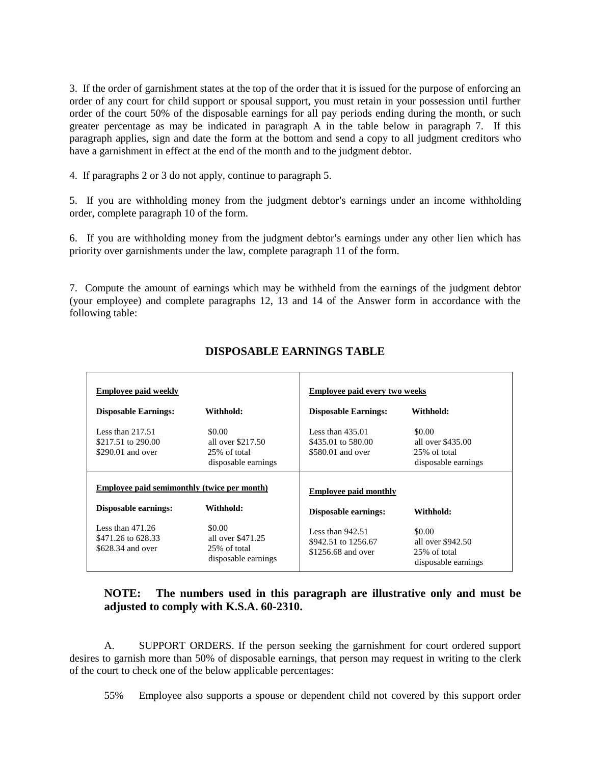3. If the order of garnishment states at the top of the order that it is issued for the purpose of enforcing an order of any court for child support or spousal support, you must retain in your possession until further order of the court 50% of the disposable earnings for all pay periods ending during the month, or such greater percentage as may be indicated in paragraph A in the table below in paragraph 7. If this paragraph applies, sign and date the form at the bottom and send a copy to all judgment creditors who have a garnishment in effect at the end of the month and to the judgment debtor.

4. If paragraphs 2 or 3 do not apply, continue to paragraph 5.

5. If you are withholding money from the judgment debtor's earnings under an income withholding order, complete paragraph 10 of the form.

6. If you are withholding money from the judgment debtor's earnings under any other lien which has priority over garnishments under the law, complete paragraph 11 of the form.

7. Compute the amount of earnings which may be withheld from the earnings of the judgment debtor (your employee) and complete paragraphs 12, 13 and 14 of the Answer form in accordance with the following table:

## DISPOSABLE EARNINGS TABLE

| **Employee paid weekly** | | **Employee paid every two weeks** | |
|---|---|---|---|
| **Disposable Earnings:** | **Withhold:** | **Disposable Earnings:** | **Withhold:** |
| Less than 217.51 | $0.00 | Less than 435.01 | $0.00 |
| $217.51 to 290.00 | all over $217.50 | $435.01 to 580.00 | all over $435.00 |
| $290.01 and over | 25% of total disposable earnings | $580.01 and over | 25% of total disposable earnings |
| **Employee paid semimonthly (twice per month)** | | **Employee paid monthly** | |
| **Disposable earnings:** | **Withhold:** | **Disposable earnings:** | **Withhold:** |
| Less than 471.26 | $0.00 | Less than 942.51 | $0.00 |
| $471.26 to 628.33 | all over $471.25 | $942.51 to 1256.67 | all over $942.50 |
| $628.34 and over | 25% of total disposable earnings | $1256.68 and over | 25% of total disposable earnings |

**NOTE: The numbers used in this paragraph are illustrative only and must be adjusted to comply with K.S.A. 60-2310.**

A. SUPPORT ORDERS. If the person seeking the garnishment for court ordered support desires to garnish more than 50% of disposable earnings, that person may request in writing to the clerk of the court to check one of the below applicable percentages:

55% Employee also supports a spouse or dependent child not covered by this support order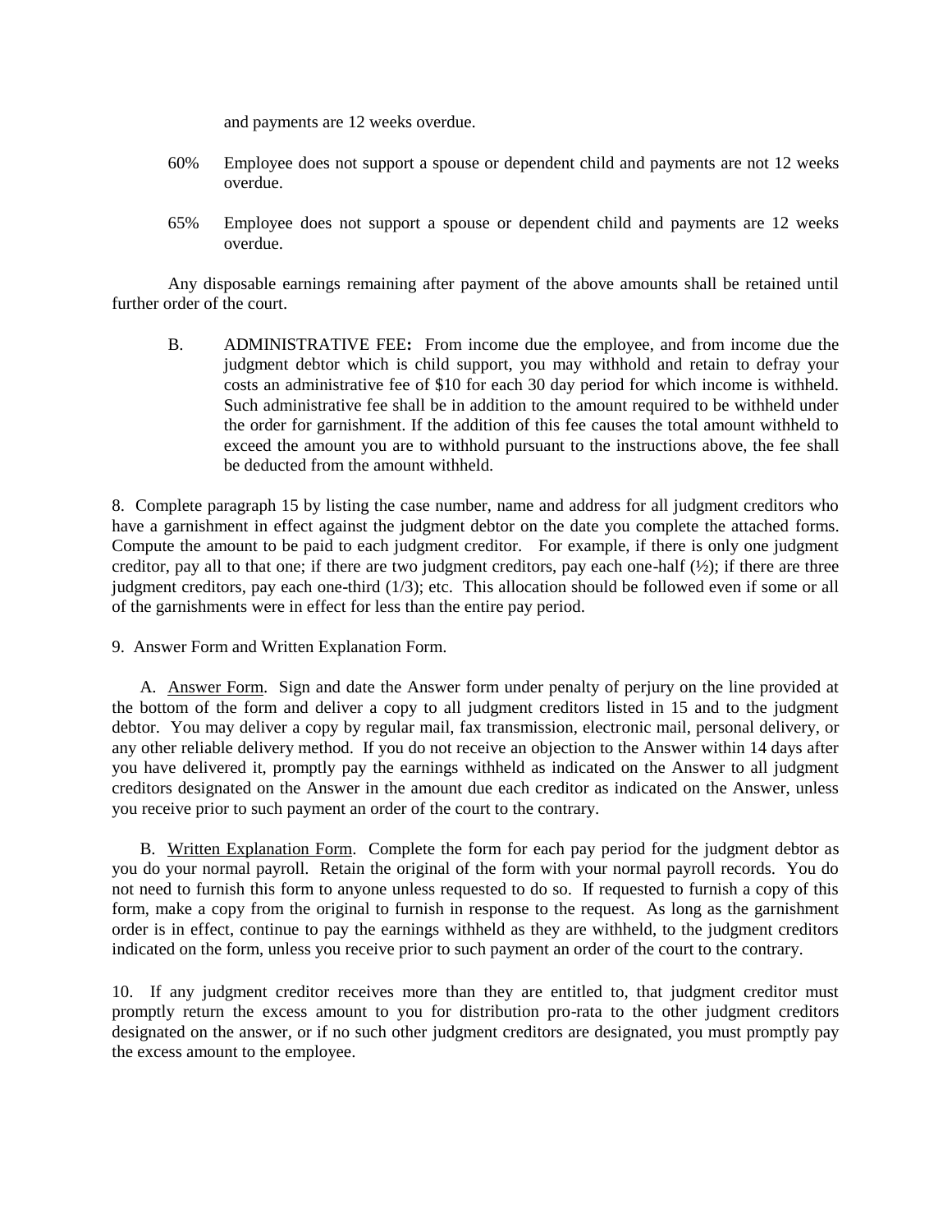and payments are 12 weeks overdue.

60% Employee does not support a spouse or dependent child and payments are not 12 weeks overdue.

65% Employee does not support a spouse or dependent child and payments are 12 weeks overdue.

Any disposable earnings remaining after payment of the above amounts shall be retained until further order of the court.

B. ADMINISTRATIVE FEE**:** From income due the employee, and from income due the judgment debtor which is child support, you may withhold and retain to defray your costs an administrative fee of $10 for each 30 day period for which income is withheld. Such administrative fee shall be in addition to the amount required to be withheld under the order for garnishment. If the addition of this fee causes the total amount withheld to exceed the amount you are to withhold pursuant to the instructions above, the fee shall be deducted from the amount withheld.

8. Complete paragraph 15 by listing the case number, name and address for all judgment creditors who have a garnishment in effect against the judgment debtor on the date you complete the attached forms. Compute the amount to be paid to each judgment creditor. For example, if there is only one judgment creditor, pay all to that one; if there are two judgment creditors, pay each one-half (½); if there are three judgment creditors, pay each one-third (1/3); etc. This allocation should be followed even if some or all of the garnishments were in effect for less than the entire pay period.

9. Answer Form and Written Explanation Form.

A. Answer Form. Sign and date the Answer form under penalty of perjury on the line provided at the bottom of the form and deliver a copy to all judgment creditors listed in 15 and to the judgment debtor. You may deliver a copy by regular mail, fax transmission, electronic mail, personal delivery, or any other reliable delivery method. If you do not receive an objection to the Answer within 14 days after you have delivered it, promptly pay the earnings withheld as indicated on the Answer to all judgment creditors designated on the Answer in the amount due each creditor as indicated on the Answer, unless you receive prior to such payment an order of the court to the contrary.

B. Written Explanation Form. Complete the form for each pay period for the judgment debtor as you do your normal payroll. Retain the original of the form with your normal payroll records. You do not need to furnish this form to anyone unless requested to do so. If requested to furnish a copy of this form, make a copy from the original to furnish in response to the request. As long as the garnishment order is in effect, continue to pay the earnings withheld as they are withheld, to the judgment creditors indicated on the form, unless you receive prior to such payment an order of the court to the contrary.

10. If any judgment creditor receives more than they are entitled to, that judgment creditor must promptly return the excess amount to you for distribution pro-rata to the other judgment creditors designated on the answer, or if no such other judgment creditors are designated, you must promptly pay the excess amount to the employee.